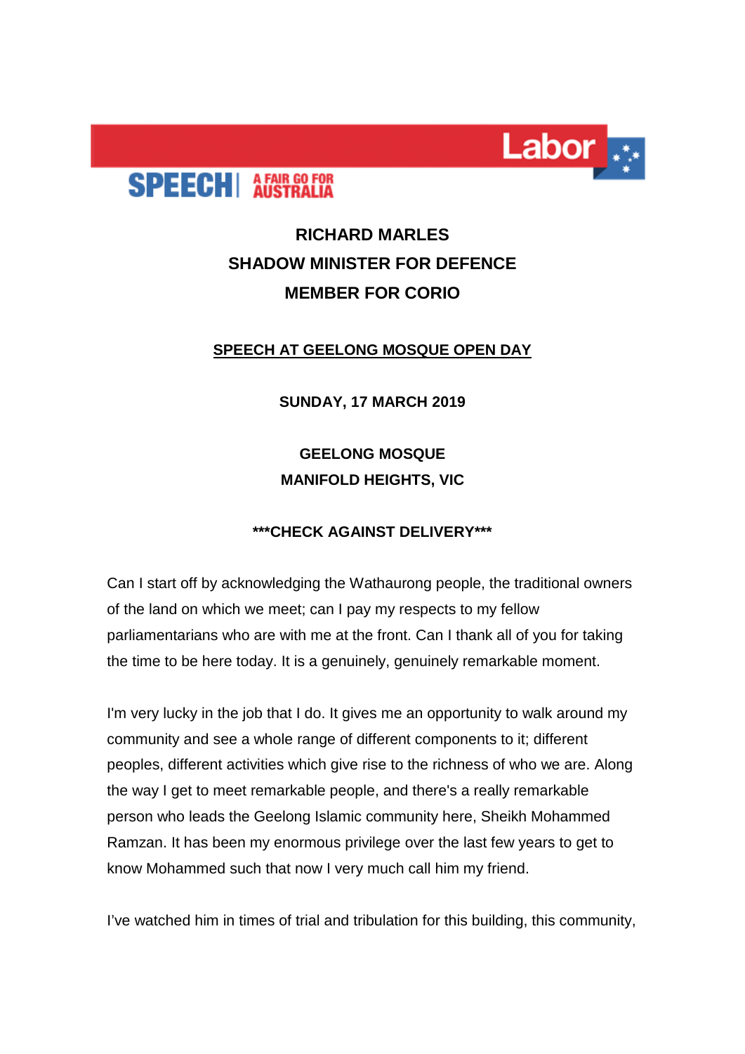SPEECH | A FAIR GO FOR AUSTRALIA

Labor

**RICHARD MARLES**
**SHADOW MINISTER FOR DEFENCE**
**MEMBER FOR CORIO**

**SPEECH AT GEELONG MOSQUE OPEN DAY**

**SUNDAY, 17 MARCH 2019**

**GEELONG MOSQUE**
**MANIFOLD HEIGHTS, VIC**

**\*\*\*CHECK AGAINST DELIVERY\*\*\***

Can I start off by acknowledging the Wathaurong people, the traditional owners of the land on which we meet; can I pay my respects to my fellow parliamentarians who are with me at the front. Can I thank all of you for taking the time to be here today. It is a genuinely, genuinely remarkable moment.

I'm very lucky in the job that I do. It gives me an opportunity to walk around my community and see a whole range of different components to it; different peoples, different activities which give rise to the richness of who we are. Along the way I get to meet remarkable people, and there's a really remarkable person who leads the Geelong Islamic community here, Sheikh Mohammed Ramzan. It has been my enormous privilege over the last few years to get to know Mohammed such that now I very much call him my friend.

I've watched him in times of trial and tribulation for this building, this community,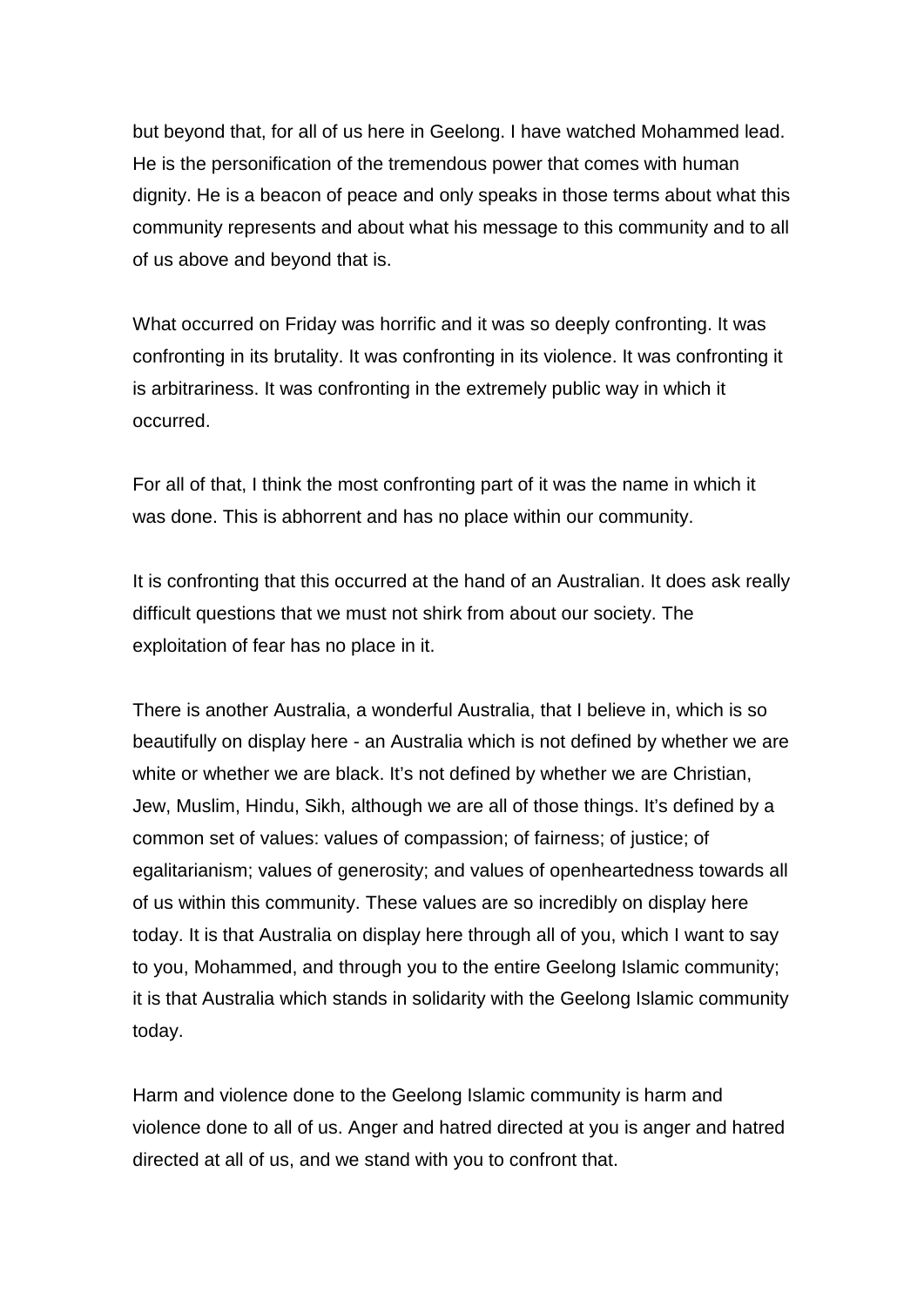but beyond that, for all of us here in Geelong. I have watched Mohammed lead. He is the personification of the tremendous power that comes with human dignity. He is a beacon of peace and only speaks in those terms about what this community represents and about what his message to this community and to all of us above and beyond that is.

What occurred on Friday was horrific and it was so deeply confronting. It was confronting in its brutality. It was confronting in its violence. It was confronting it is arbitrariness. It was confronting in the extremely public way in which it occurred.

For all of that, I think the most confronting part of it was the name in which it was done. This is abhorrent and has no place within our community.

It is confronting that this occurred at the hand of an Australian. It does ask really difficult questions that we must not shirk from about our society. The exploitation of fear has no place in it.

There is another Australia, a wonderful Australia, that I believe in, which is so beautifully on display here - an Australia which is not defined by whether we are white or whether we are black. It's not defined by whether we are Christian, Jew, Muslim, Hindu, Sikh, although we are all of those things. It's defined by a common set of values: values of compassion; of fairness; of justice; of egalitarianism; values of generosity; and values of openheartedness towards all of us within this community. These values are so incredibly on display here today. It is that Australia on display here through all of you, which I want to say to you, Mohammed, and through you to the entire Geelong Islamic community; it is that Australia which stands in solidarity with the Geelong Islamic community today.

Harm and violence done to the Geelong Islamic community is harm and violence done to all of us. Anger and hatred directed at you is anger and hatred directed at all of us, and we stand with you to confront that.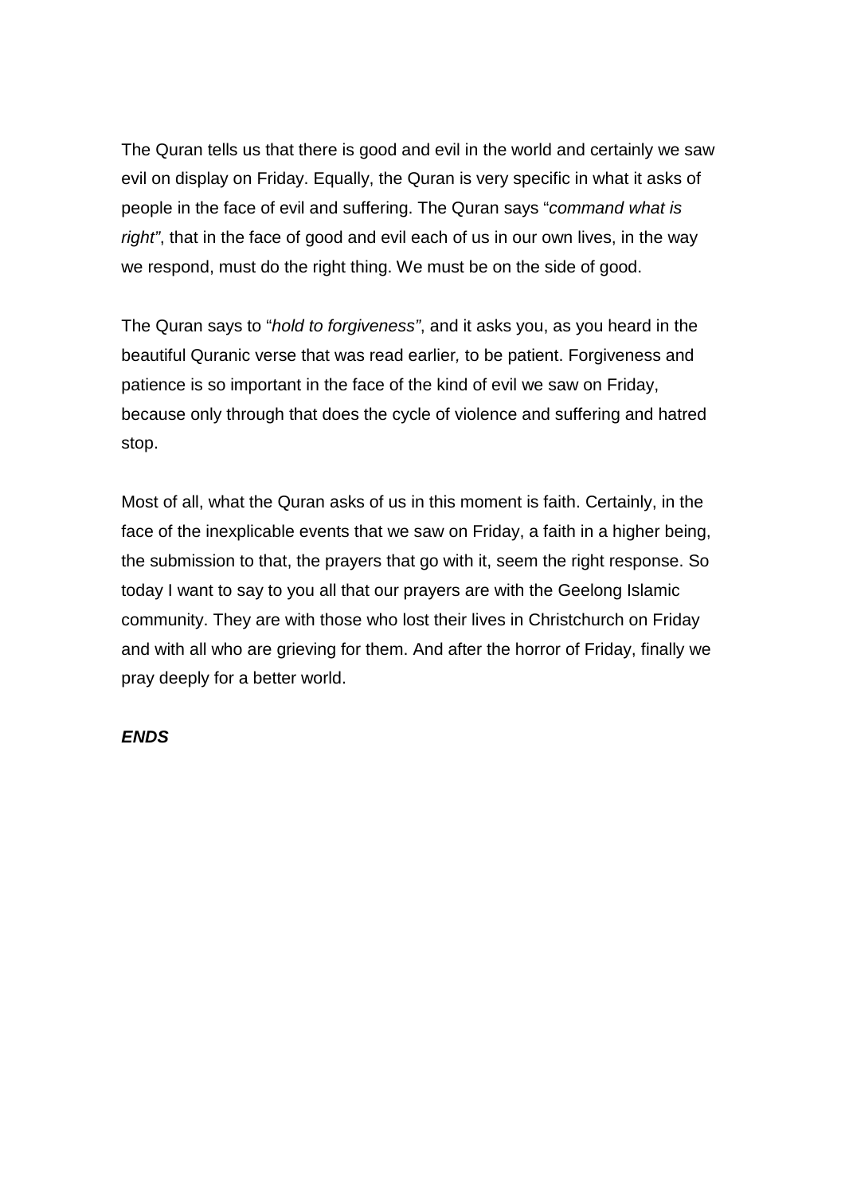The Quran tells us that there is good and evil in the world and certainly we saw evil on display on Friday. Equally, the Quran is very specific in what it asks of people in the face of evil and suffering. The Quran says "*command what is right"*, that in the face of good and evil each of us in our own lives, in the way we respond, must do the right thing. We must be on the side of good.

The Quran says to "*hold to forgiveness"*, and it asks you, as you heard in the beautiful Quranic verse that was read earlier, to be patient. Forgiveness and patience is so important in the face of the kind of evil we saw on Friday, because only through that does the cycle of violence and suffering and hatred stop.

Most of all, what the Quran asks of us in this moment is faith. Certainly, in the face of the inexplicable events that we saw on Friday, a faith in a higher being, the submission to that, the prayers that go with it, seem the right response. So today I want to say to you all that our prayers are with the Geelong Islamic community. They are with those who lost their lives in Christchurch on Friday and with all who are grieving for them. And after the horror of Friday, finally we pray deeply for a better world.

***ENDS***